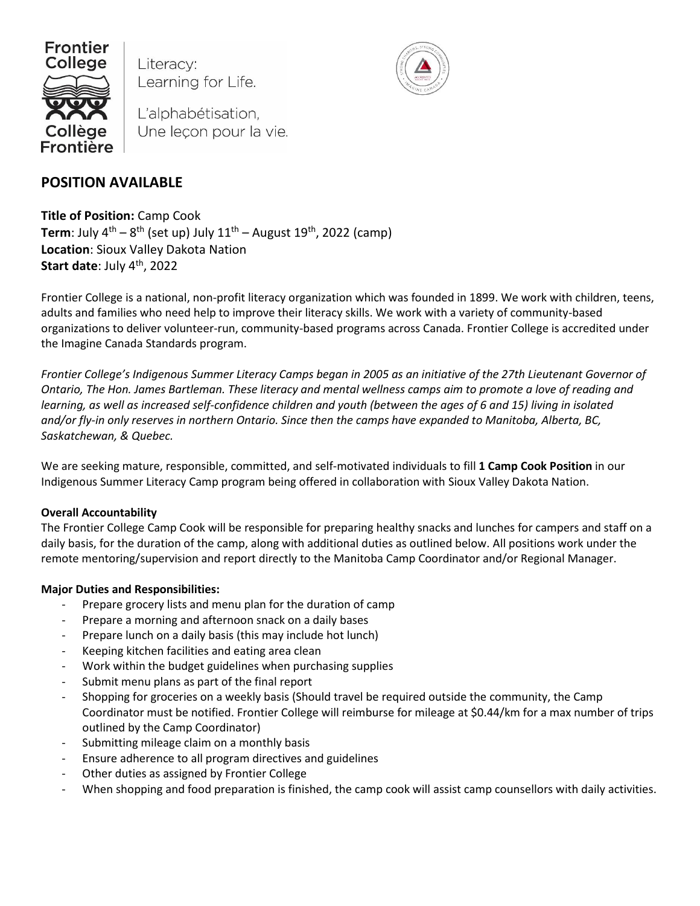Frontier College | Literacy: Learning for Life.

Collège Frontière | L'alphabétisation, Une leçon pour la vie.

## POSITION AVAILABLE

**Title of Position:** Camp Cook
**Term**: July 4th – 8th (set up) July 11th – August 19th, 2022 (camp)
**Location**: Sioux Valley Dakota Nation
**Start date**: July 4th, 2022

Frontier College is a national, non-profit literacy organization which was founded in 1899. We work with children, teens, adults and families who need help to improve their literacy skills. We work with a variety of community-based organizations to deliver volunteer-run, community-based programs across Canada. Frontier College is accredited under the Imagine Canada Standards program.

*Frontier College's Indigenous Summer Literacy Camps began in 2005 as an initiative of the 27th Lieutenant Governor of Ontario, The Hon. James Bartleman. These literacy and mental wellness camps aim to promote a love of reading and learning, as well as increased self-confidence children and youth (between the ages of 6 and 15) living in isolated and/or fly-in only reserves in northern Ontario. Since then the camps have expanded to Manitoba, Alberta, BC, Saskatchewan, & Quebec.*

We are seeking mature, responsible, committed, and self-motivated individuals to fill **1 Camp Cook Position** in our Indigenous Summer Literacy Camp program being offered in collaboration with Sioux Valley Dakota Nation.

**Overall Accountability**

The Frontier College Camp Cook will be responsible for preparing healthy snacks and lunches for campers and staff on a daily basis, for the duration of the camp, along with additional duties as outlined below. All positions work under the remote mentoring/supervision and report directly to the Manitoba Camp Coordinator and/or Regional Manager.

**Major Duties and Responsibilities:**

- Prepare grocery lists and menu plan for the duration of camp
- Prepare a morning and afternoon snack on a daily bases
- Prepare lunch on a daily basis (this may include hot lunch)
- Keeping kitchen facilities and eating area clean
- Work within the budget guidelines when purchasing supplies
- Submit menu plans as part of the final report
- Shopping for groceries on a weekly basis (Should travel be required outside the community, the Camp Coordinator must be notified. Frontier College will reimburse for mileage at $0.44/km for a max number of trips outlined by the Camp Coordinator)
- Submitting mileage claim on a monthly basis
- Ensure adherence to all program directives and guidelines
- Other duties as assigned by Frontier College
- When shopping and food preparation is finished, the camp cook will assist camp counsellors with daily activities.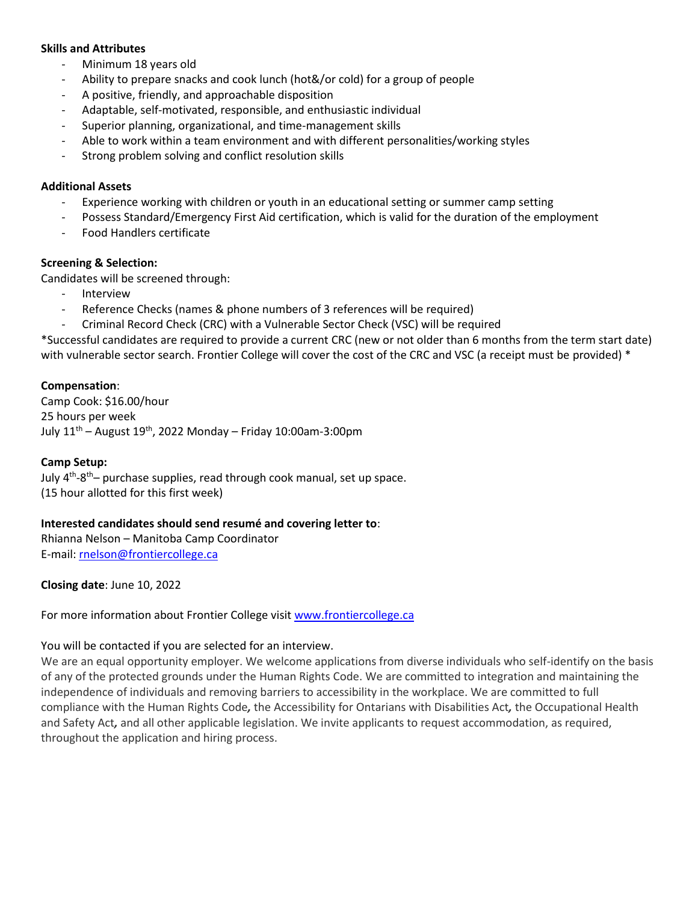**Skills and Attributes**

- Minimum 18 years old
- Ability to prepare snacks and cook lunch (hot&/or cold) for a group of people
- A positive, friendly, and approachable disposition
- Adaptable, self-motivated, responsible, and enthusiastic individual
- Superior planning, organizational, and time-management skills
- Able to work within a team environment and with different personalities/working styles
- Strong problem solving and conflict resolution skills

**Additional Assets**

- Experience working with children or youth in an educational setting or summer camp setting
- Possess Standard/Emergency First Aid certification, which is valid for the duration of the employment
- Food Handlers certificate

**Screening & Selection:**

Candidates will be screened through:

- Interview
- Reference Checks (names & phone numbers of 3 references will be required)
- Criminal Record Check (CRC) with a Vulnerable Sector Check (VSC) will be required

*Successful candidates are required to provide a current CRC (new or not older than 6 months from the term start date) with vulnerable sector search. Frontier College will cover the cost of the CRC and VSC (a receipt must be provided) *

**Compensation**:
Camp Cook: $16.00/hour
25 hours per week
July 11th – August 19th, 2022 Monday – Friday 10:00am-3:00pm

**Camp Setup:**
July 4th-8th– purchase supplies, read through cook manual, set up space.
(15 hour allotted for this first week)

**Interested candidates should send resumé and covering letter to**:
Rhianna Nelson – Manitoba Camp Coordinator
E-mail: rnelson@frontiercollege.ca

**Closing date**: June 10, 2022

For more information about Frontier College visit www.frontiercollege.ca

You will be contacted if you are selected for an interview.
We are an equal opportunity employer. We welcome applications from diverse individuals who self-identify on the basis of any of the protected grounds under the Human Rights Code. We are committed to integration and maintaining the independence of individuals and removing barriers to accessibility in the workplace. We are committed to full compliance with the Human Rights Code*,* the Accessibility for Ontarians with Disabilities Act*,* the Occupational Health and Safety Act*,* and all other applicable legislation. We invite applicants to request accommodation, as required, throughout the application and hiring process.